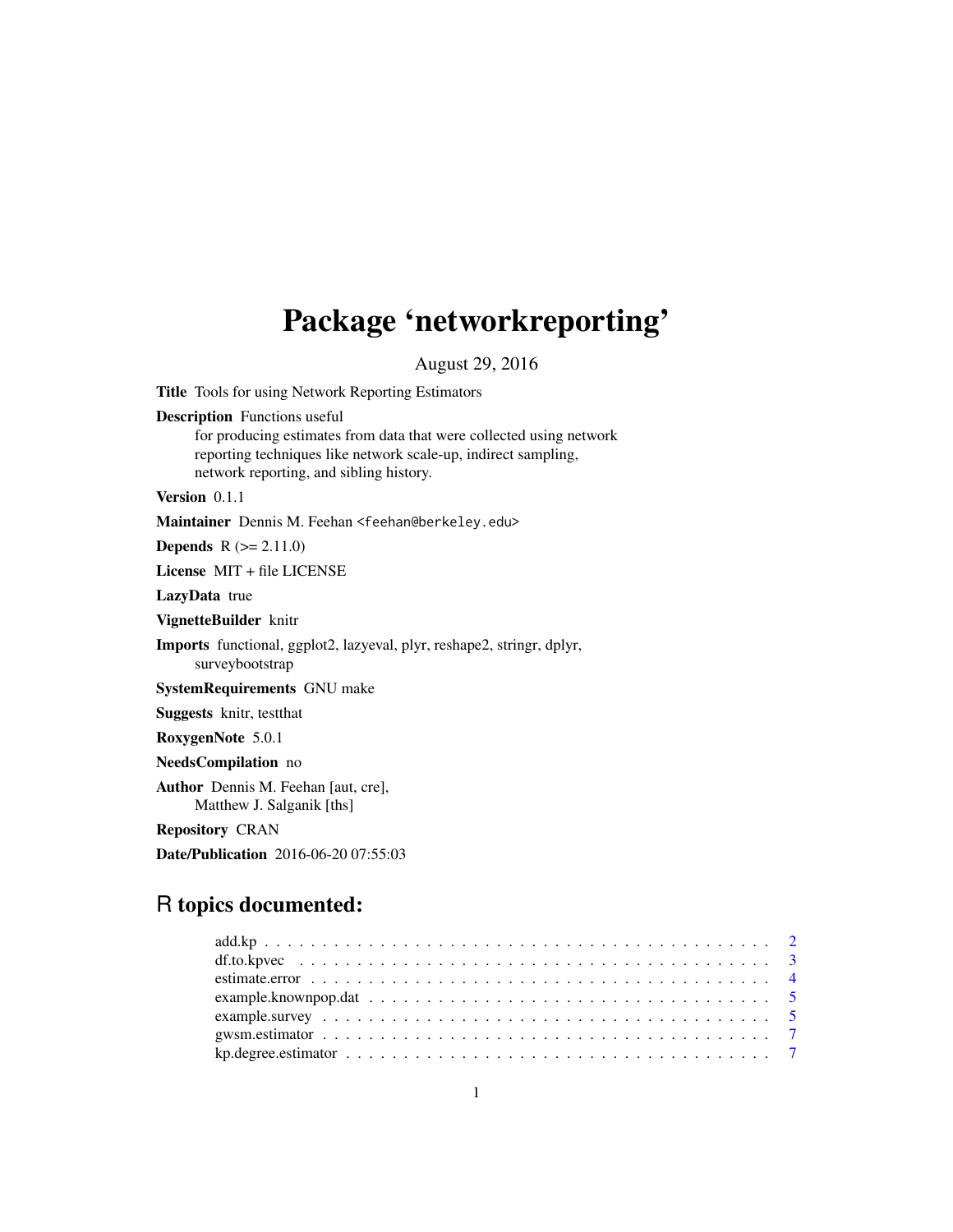# Package 'networkreporting'

August 29, 2016

**Title** Tools for using Network Reporting Estimators

**Description** Functions useful for producing estimates from data that were collected using network reporting techniques like network scale-up, indirect sampling, network reporting, and sibling history.

**Version** 0.1.1

**Maintainer** Dennis M. Feehan <feehan@berkeley.edu>

**Depends** R (>= 2.11.0)

**License** MIT + file LICENSE

**LazyData** true

**VignetteBuilder** knitr

**Imports** functional, ggplot2, lazyeval, plyr, reshape2, stringr, dplyr, surveybootstrap

**SystemRequirements** GNU make

**Suggests** knitr, testthat

**RoxygenNote** 5.0.1

**NeedsCompilation** no

**Author** Dennis M. Feehan [aut, cre], Matthew J. Salganik [ths]

**Repository** CRAN

**Date/Publication** 2016-06-20 07:55:03

## R topics documented:

| | |
|---|---|
| add.kp | 2 |
| df.to.kpvec | 3 |
| estimate.error | 4 |
| example.knownpop.dat | 5 |
| example.survey | 5 |
| gwsm.estimator | 7 |
| kp.degree.estimator | 7 |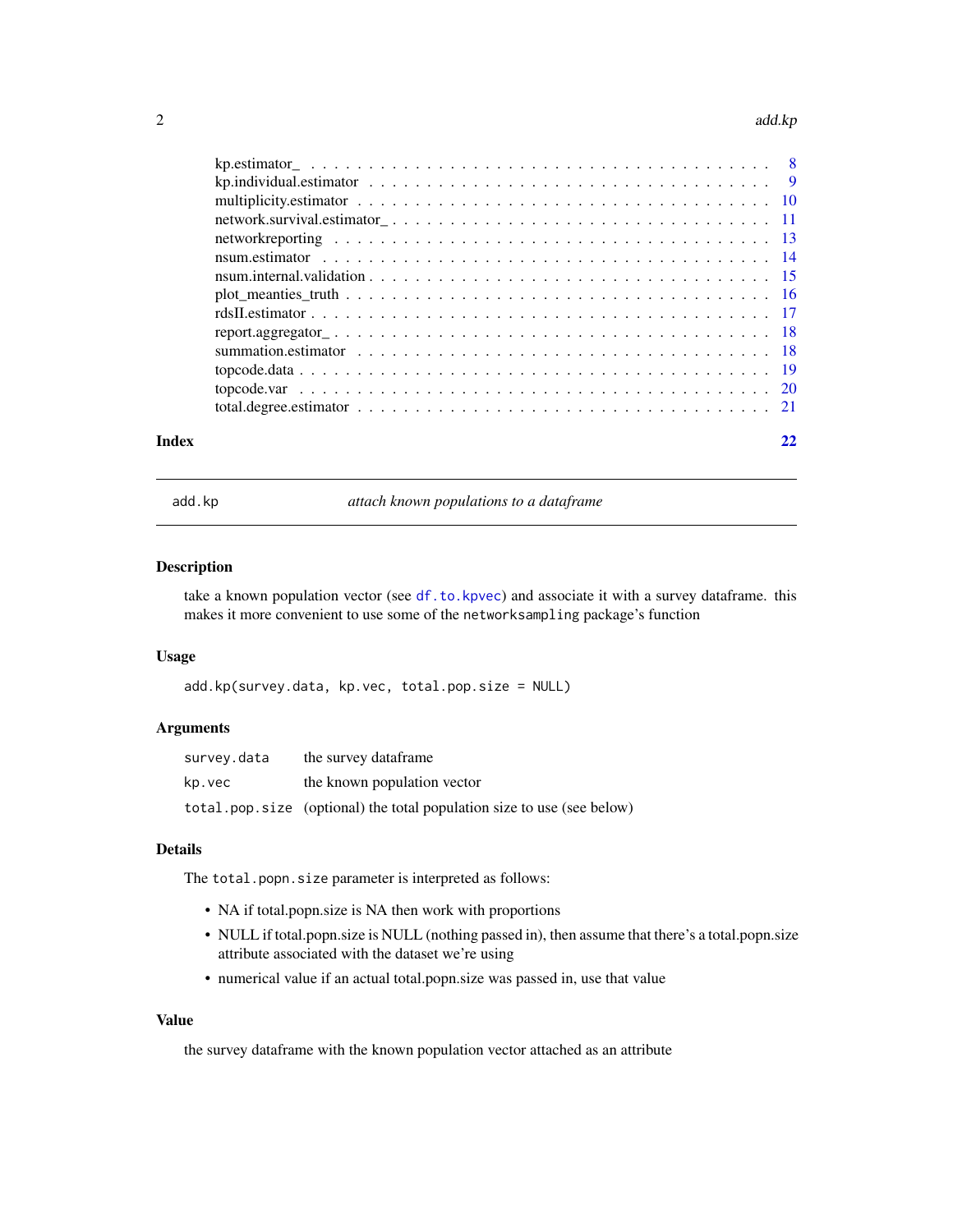| | |
|---|---|
| kp.estimator_ | 8 |
| kp.individual.estimator | 9 |
| multiplicity.estimator | 10 |
| network.survival.estimator_ | 11 |
| networkreporting | 13 |
| nsum.estimator | 14 |
| nsum.internal.validation | 15 |
| plot_meanties_truth | 16 |
| rdsII.estimator | 17 |
| report.aggregator_ | 18 |
| summation.estimator | 18 |
| topcode.data | 19 |
| topcode.var | 20 |
| total.degree.estimator | 21 |

**Index** 22

---

## add.kp — *attach known populations to a dataframe*

### Description

take a known population vector (see `df.to.kpvec`) and associate it with a survey dataframe. this makes it more convenient to use some of the `networksampling` package's function

### Usage

```
add.kp(survey.data, kp.vec, total.pop.size = NULL)
```

### Arguments

| | |
|---|---|
| `survey.data` | the survey dataframe |
| `kp.vec` | the known population vector |
| `total.pop.size` | (optional) the total population size to use (see below) |

### Details

The `total.popn.size` parameter is interpreted as follows:

- NA if total.popn.size is NA then work with proportions
- NULL if total.popn.size is NULL (nothing passed in), then assume that there's a total.popn.size attribute associated with the dataset we're using
- numerical value if an actual total.popn.size was passed in, use that value

### Value

the survey dataframe with the known population vector attached as an attribute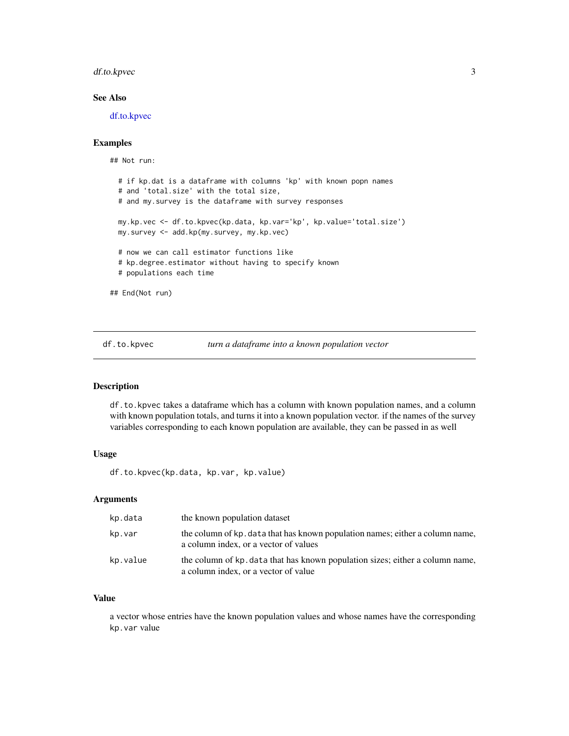### See Also

df.to.kpvec

### Examples

```
## Not run:

  # if kp.dat is a dataframe with columns 'kp' with known popn names
  # and 'total.size' with the total size,
  # and my.survey is the dataframe with survey responses

  my.kp.vec <- df.to.kpvec(kp.data, kp.var='kp', kp.value='total.size')
  my.survey <- add.kp(my.survey, my.kp.vec)

  # now we can call estimator functions like
  # kp.degree.estimator without having to specify known
  # populations each time

## End(Not run)
```

---

## df.to.kpvec *turn a dataframe into a known population vector*

### Description

`df.to.kpvec` takes a dataframe which has a column with known population names, and a column with known population totals, and turns it into a known population vector. if the names of the survey variables corresponding to each known population are available, they can be passed in as well

### Usage

```
df.to.kpvec(kp.data, kp.var, kp.value)
```

### Arguments

| | |
|---|---|
| kp.data | the known population dataset |
| kp.var | the column of `kp.data` that has known population names; either a column name, a column index, or a vector of values |
| kp.value | the column of `kp.data` that has known population sizes; either a column name, a column index, or a vector of value |

### Value

a vector whose entries have the known population values and whose names have the corresponding `kp.var` value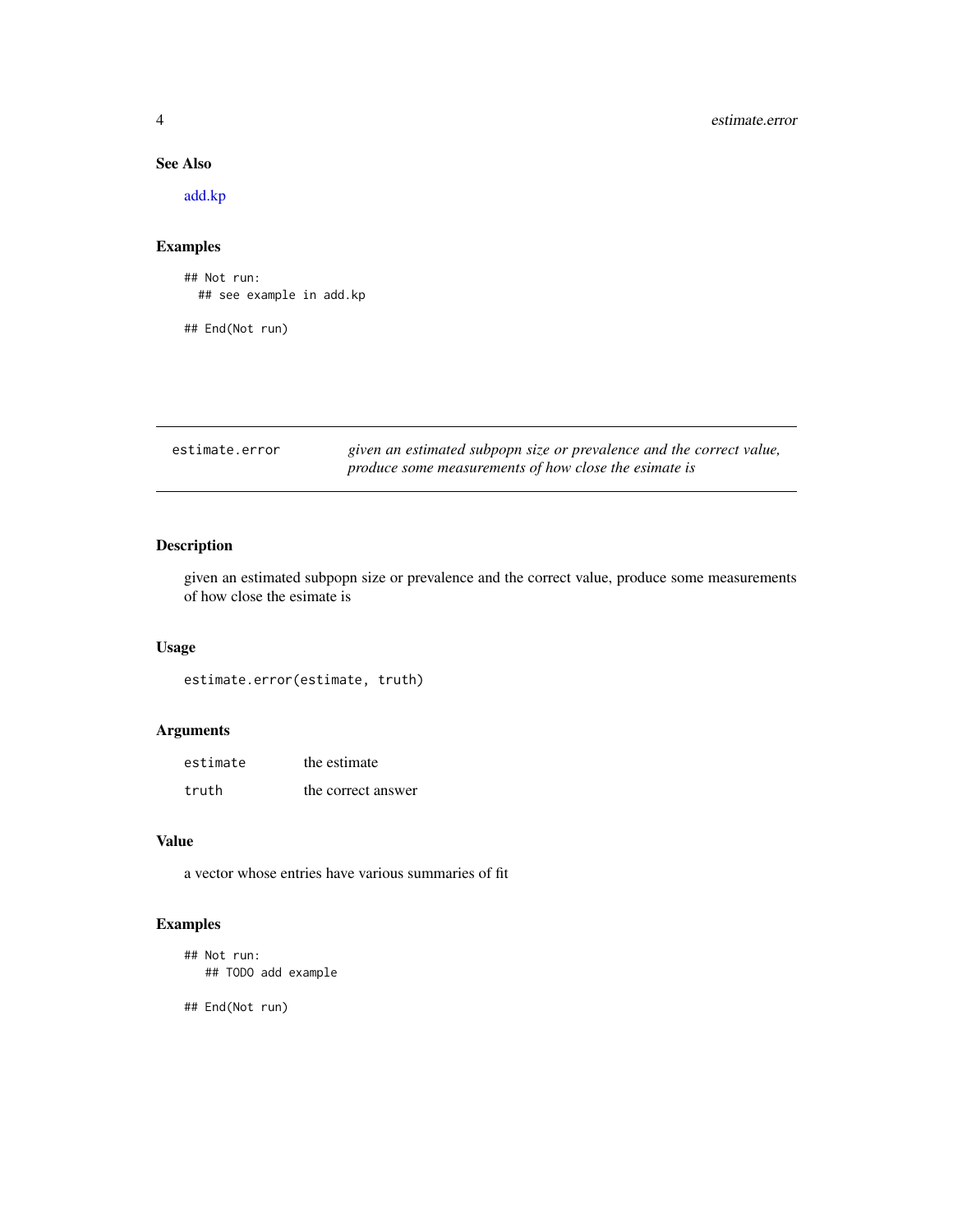### See Also

add.kp

### Examples

```
## Not run:
  ## see example in add.kp

## End(Not run)
```

---

## estimate.error

*given an estimated subpopn size or prevalence and the correct value, produce some measurements of how close the esimate is*

---

### Description

given an estimated subpopn size or prevalence and the correct value, produce some measurements of how close the esimate is

### Usage

```
estimate.error(estimate, truth)
```

### Arguments

| | |
|---|---|
| `estimate` | the estimate |
| `truth` | the correct answer |

### Value

a vector whose entries have various summaries of fit

### Examples

```
## Not run:
   ## TODO add example

## End(Not run)
```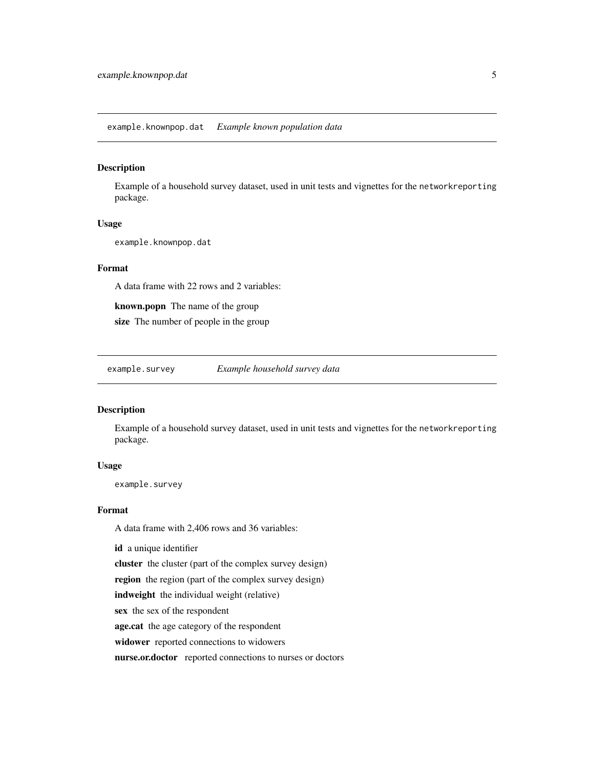## example.knownpop.dat *Example known population data*

### Description

Example of a household survey dataset, used in unit tests and vignettes for the `networkreporting` package.

### Usage

```
example.knownpop.dat
```

### Format

A data frame with 22 rows and 2 variables:

**known.popn** The name of the group

**size** The number of people in the group

## example.survey *Example household survey data*

### Description

Example of a household survey dataset, used in unit tests and vignettes for the `networkreporting` package.

### Usage

```
example.survey
```

### Format

A data frame with 2,406 rows and 36 variables:

**id** a unique identifier

**cluster** the cluster (part of the complex survey design)

**region** the region (part of the complex survey design)

**indweight** the individual weight (relative)

**sex** the sex of the respondent

**age.cat** the age category of the respondent

**widower** reported connections to widowers

**nurse.or.doctor** reported connections to nurses or doctors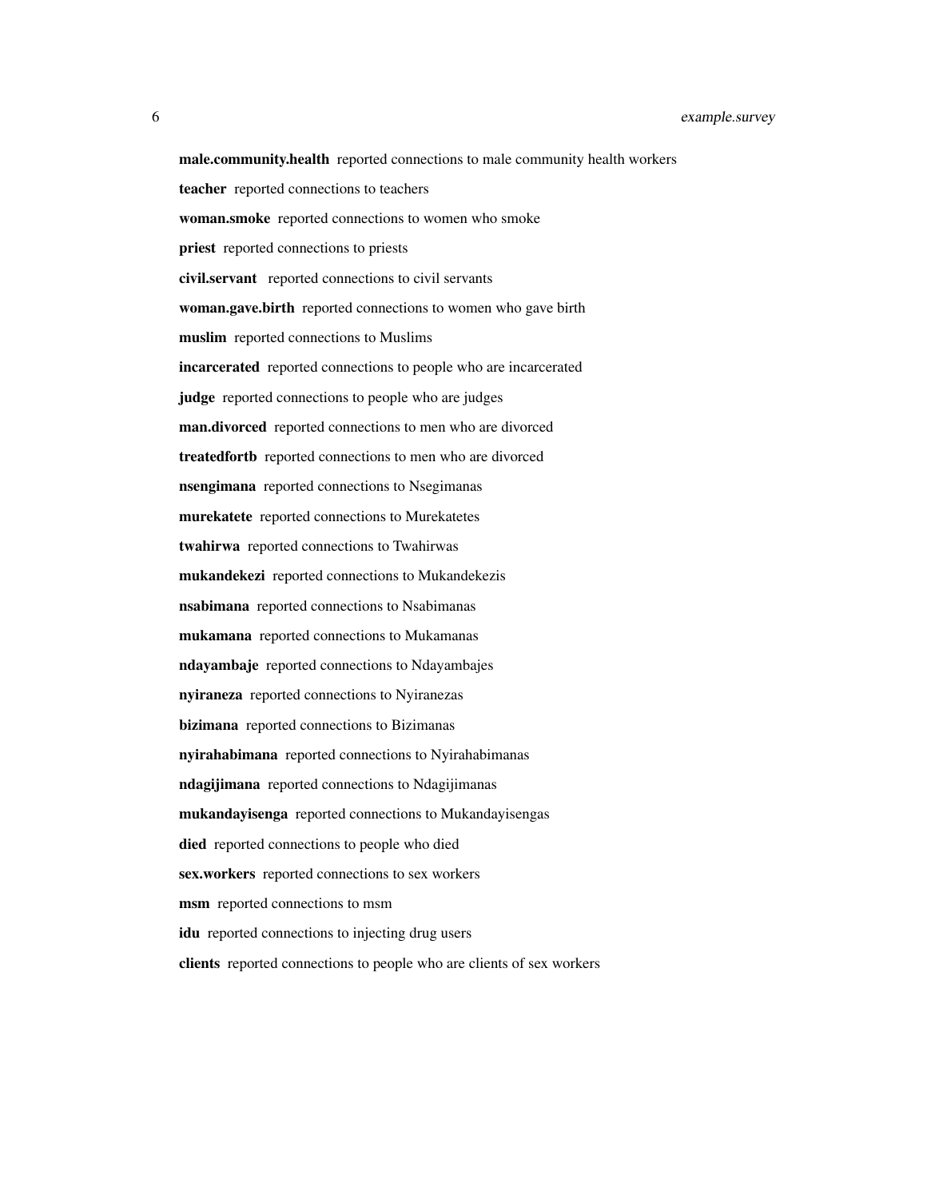**male.community.health** reported connections to male community health workers

**teacher** reported connections to teachers

**woman.smoke** reported connections to women who smoke

**priest** reported connections to priests

**civil.servant** reported connections to civil servants

**woman.gave.birth** reported connections to women who gave birth

**muslim** reported connections to Muslims

**incarcerated** reported connections to people who are incarcerated

**judge** reported connections to people who are judges

**man.divorced** reported connections to men who are divorced

**treatedfortb** reported connections to men who are divorced

**nsengimana** reported connections to Nsegimanas

**murekatete** reported connections to Murekatetes

**twahirwa** reported connections to Twahirwas

**mukandekezi** reported connections to Mukandekezis

**nsabimana** reported connections to Nsabimanas

**mukamana** reported connections to Mukamanas

**ndayambaje** reported connections to Ndayambajes

**nyiraneza** reported connections to Nyiranezas

**bizimana** reported connections to Bizimanas

**nyirahabimana** reported connections to Nyirahabimanas

**ndagijimana** reported connections to Ndagijimanas

**mukandayisenga** reported connections to Mukandayisengas

**died** reported connections to people who died

**sex.workers** reported connections to sex workers

**msm** reported connections to msm

**idu** reported connections to injecting drug users

**clients** reported connections to people who are clients of sex workers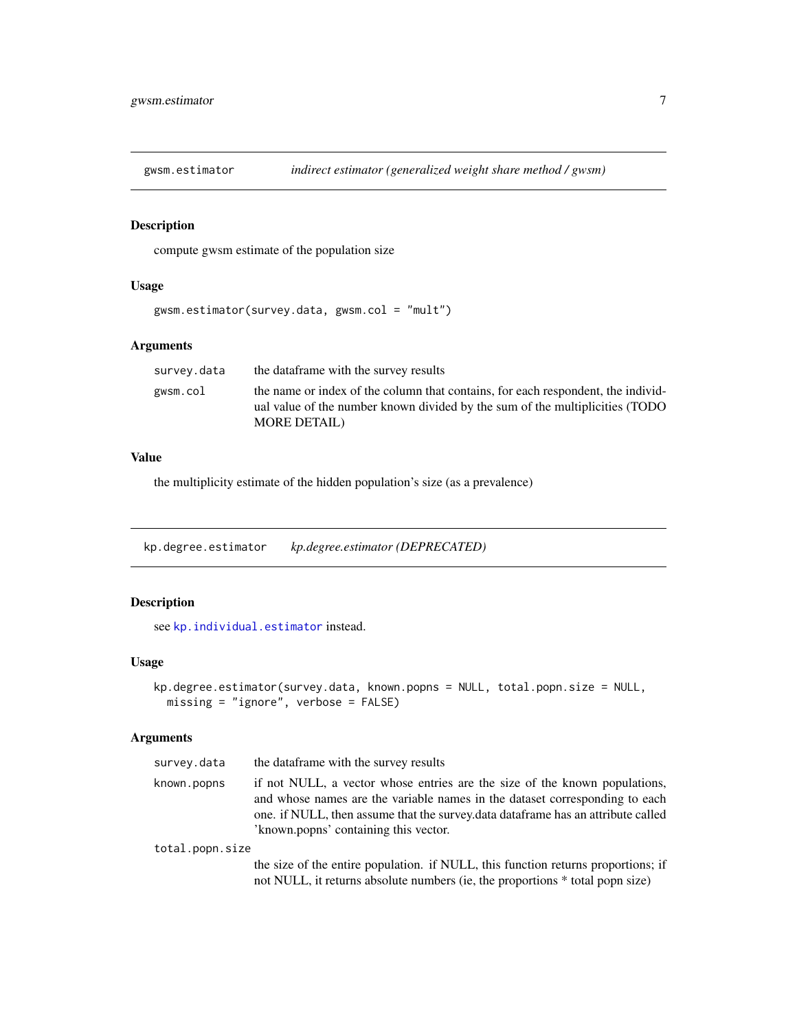## gwsm.estimator *indirect estimator (generalized weight share method / gwsm)*

### Description

compute gwsm estimate of the population size

### Usage

```
gwsm.estimator(survey.data, gwsm.col = "mult")
```

### Arguments

| | |
|---|---|
| survey.data | the dataframe with the survey results |
| gwsm.col | the name or index of the column that contains, for each respondent, the individual value of the number known divided by the sum of the multiplicities (TODO MORE DETAIL) |

### Value

the multiplicity estimate of the hidden population's size (as a prevalence)

## kp.degree.estimator *kp.degree.estimator (DEPRECATED)*

### Description

see kp.individual.estimator instead.

### Usage

```
kp.degree.estimator(survey.data, known.popns = NULL, total.popn.size = NULL,
  missing = "ignore", verbose = FALSE)
```

### Arguments

| | |
|---|---|
| survey.data | the dataframe with the survey results |
| known.popns | if not NULL, a vector whose entries are the size of the known populations, and whose names are the variable names in the dataset corresponding to each one. if NULL, then assume that the survey.data dataframe has an attribute called 'known.popns' containing this vector. |
| total.popn.size | the size of the entire population. if NULL, this function returns proportions; if not NULL, it returns absolute numbers (ie, the proportions * total popn size) |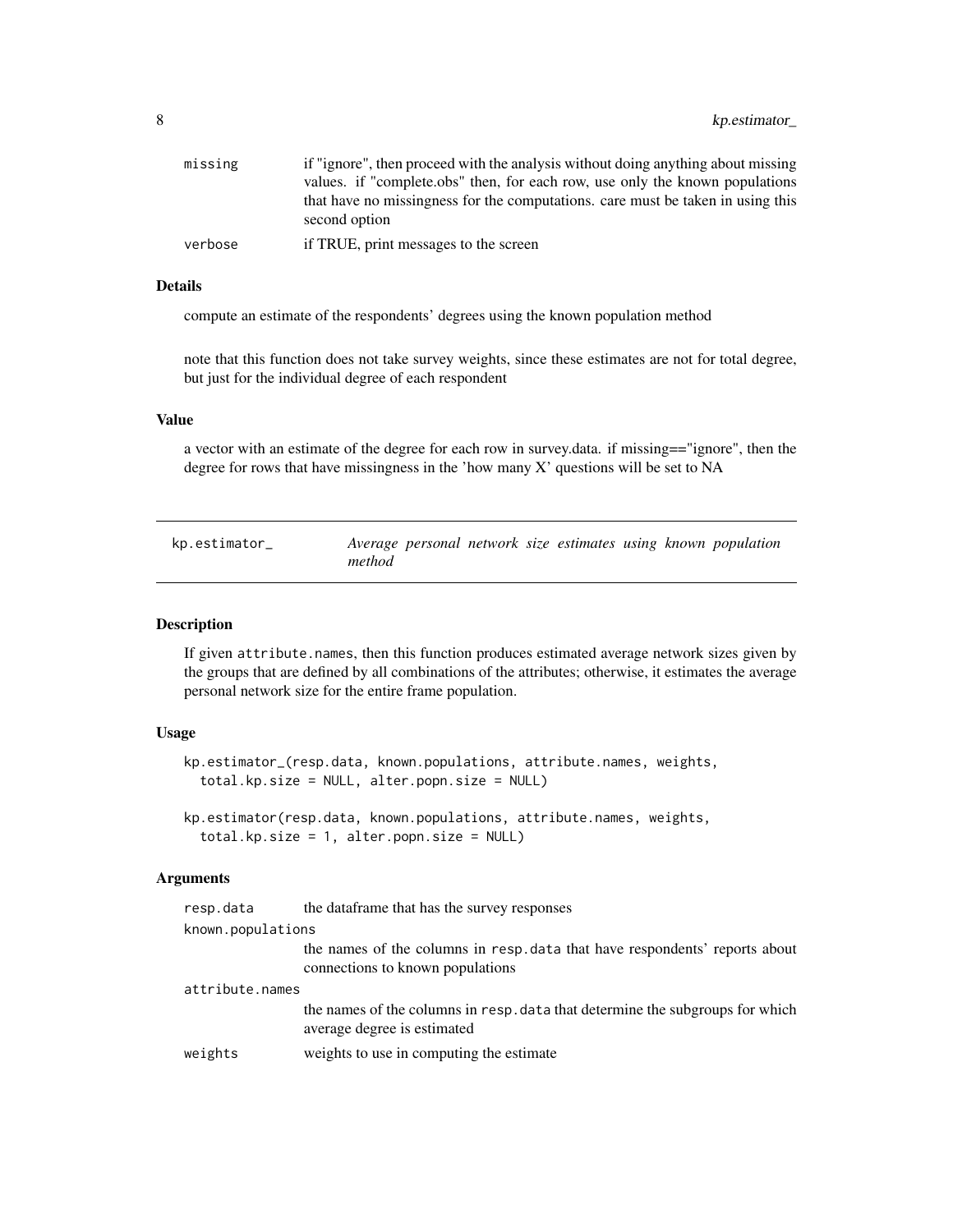| | |
|---|---|
| missing | if "ignore", then proceed with the analysis without doing anything about missing values. if "complete.obs" then, for each row, use only the known populations that have no missingness for the computations. care must be taken in using this second option |
| verbose | if TRUE, print messages to the screen |

### Details

compute an estimate of the respondents' degrees using the known population method

note that this function does not take survey weights, since these estimates are not for total degree, but just for the individual degree of each respondent

### Value

a vector with an estimate of the degree for each row in survey.data. if missing=="ignore", then the degree for rows that have missingness in the 'how many X' questions will be set to NA

## kp.estimator_ — *Average personal network size estimates using known population method*

### Description

If given `attribute.names`, then this function produces estimated average network sizes given by the groups that are defined by all combinations of the attributes; otherwise, it estimates the average personal network size for the entire frame population.

### Usage

```
kp.estimator_(resp.data, known.populations, attribute.names, weights,
  total.kp.size = NULL, alter.popn.size = NULL)

kp.estimator(resp.data, known.populations, attribute.names, weights,
  total.kp.size = 1, alter.popn.size = NULL)
```

### Arguments

| | |
|---|---|
| resp.data | the dataframe that has the survey responses |
| known.populations | the names of the columns in `resp.data` that have respondents' reports about connections to known populations |
| attribute.names | the names of the columns in `resp.data` that determine the subgroups for which average degree is estimated |
| weights | weights to use in computing the estimate |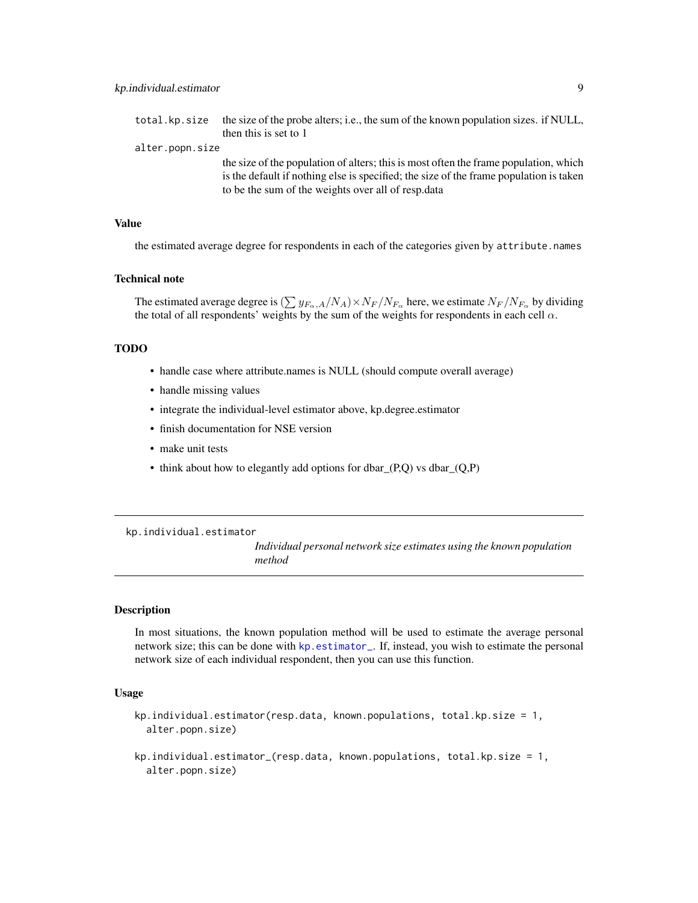`total.kp.size` the size of the probe alters; i.e., the sum of the known population sizes. if NULL, then this is set to 1

`alter.popn.size` the size of the population of alters; this is most often the frame population, which is the default if nothing else is specified; the size of the frame population is taken to be the sum of the weights over all of resp.data

### Value

the estimated average degree for respondents in each of the categories given by `attribute.names`

### Technical note

The estimated average degree is $(\sum y_{F_\alpha,A}/N_A) \times N_F/N_{F_\alpha}$ here, we estimate $N_F/N_{F_\alpha}$ by dividing the total of all respondents' weights by the sum of the weights for respondents in each cell $\alpha$.

### TODO

- handle case where attribute.names is NULL (should compute overall average)
- handle missing values
- integrate the individual-level estimator above, kp.degree.estimator
- finish documentation for NSE version
- make unit tests
- think about how to elegantly add options for dbar_(P,Q) vs dbar_(Q,P)

---

## kp.individual.estimator

*Individual personal network size estimates using the known population method*

### Description

In most situations, the known population method will be used to estimate the average personal network size; this can be done with `kp.estimator_`. If, instead, you wish to estimate the personal network size of each individual respondent, then you can use this function.

### Usage

```
kp.individual.estimator(resp.data, known.populations, total.kp.size = 1,
  alter.popn.size)

kp.individual.estimator_(resp.data, known.populations, total.kp.size = 1,
  alter.popn.size)
```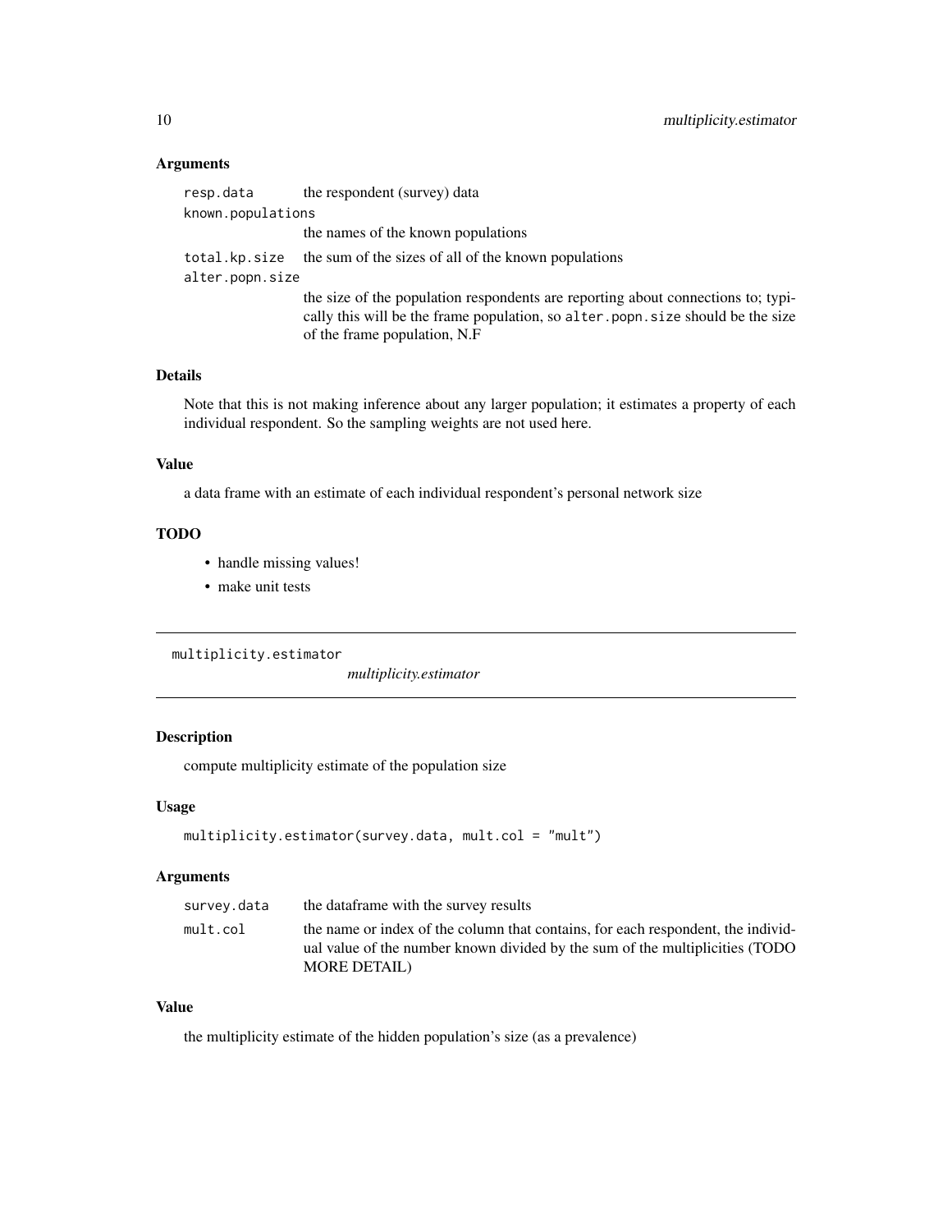### Arguments

| | |
|---|---|
| resp.data | the respondent (survey) data |
| known.populations | the names of the known populations |
| total.kp.size | the sum of the sizes of all of the known populations |
| alter.popn.size | the size of the population respondents are reporting about connections to; typically this will be the frame population, so `alter.popn.size` should be the size of the frame population, N.F |

### Details

Note that this is not making inference about any larger population; it estimates a property of each individual respondent. So the sampling weights are not used here.

### Value

a data frame with an estimate of each individual respondent's personal network size

### TODO

- handle missing values!
- make unit tests

---

## multiplicity.estimator

*multiplicity.estimator*

---

### Description

compute multiplicity estimate of the population size

### Usage

```
multiplicity.estimator(survey.data, mult.col = "mult")
```

### Arguments

| | |
|---|---|
| survey.data | the dataframe with the survey results |
| mult.col | the name or index of the column that contains, for each respondent, the individual value of the number known divided by the sum of the multiplicities (TODO MORE DETAIL) |

### Value

the multiplicity estimate of the hidden population's size (as a prevalence)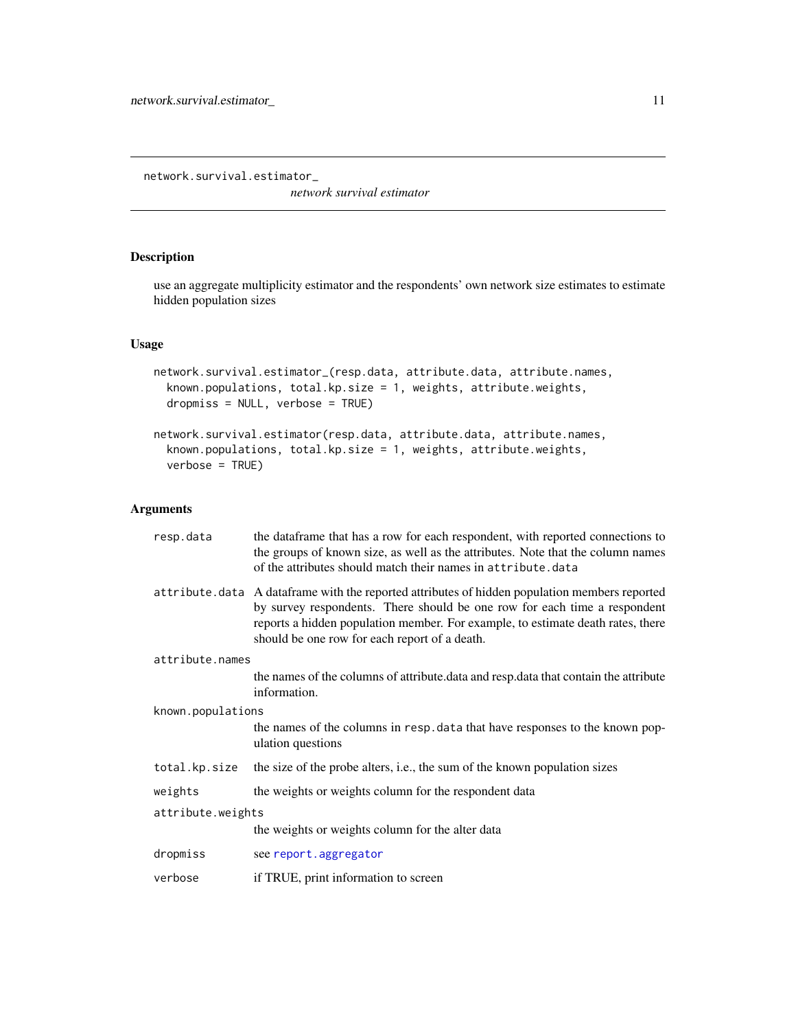# network.survival.estimator_

*network survival estimator*

## Description

use an aggregate multiplicity estimator and the respondents' own network size estimates to estimate hidden population sizes

## Usage

```
network.survival.estimator_(resp.data, attribute.data, attribute.names,
  known.populations, total.kp.size = 1, weights, attribute.weights,
  dropmiss = NULL, verbose = TRUE)

network.survival.estimator(resp.data, attribute.data, attribute.names,
  known.populations, total.kp.size = 1, weights, attribute.weights,
  verbose = TRUE)
```

## Arguments

| Argument | Description |
|---|---|
| `resp.data` | the dataframe that has a row for each respondent, with reported connections to the groups of known size, as well as the attributes. Note that the column names of the attributes should match their names in `attribute.data` |
| `attribute.data` | A dataframe with the reported attributes of hidden population members reported by survey respondents. There should be one row for each time a respondent reports a hidden population member. For example, to estimate death rates, there should be one row for each report of a death. |
| `attribute.names` | the names of the columns of attribute.data and resp.data that contain the attribute information. |
| `known.populations` | the names of the columns in `resp.data` that have responses to the known population questions |
| `total.kp.size` | the size of the probe alters, i.e., the sum of the known population sizes |
| `weights` | the weights or weights column for the respondent data |
| `attribute.weights` | the weights or weights column for the alter data |
| `dropmiss` | see `report.aggregator` |
| `verbose` | if TRUE, print information to screen |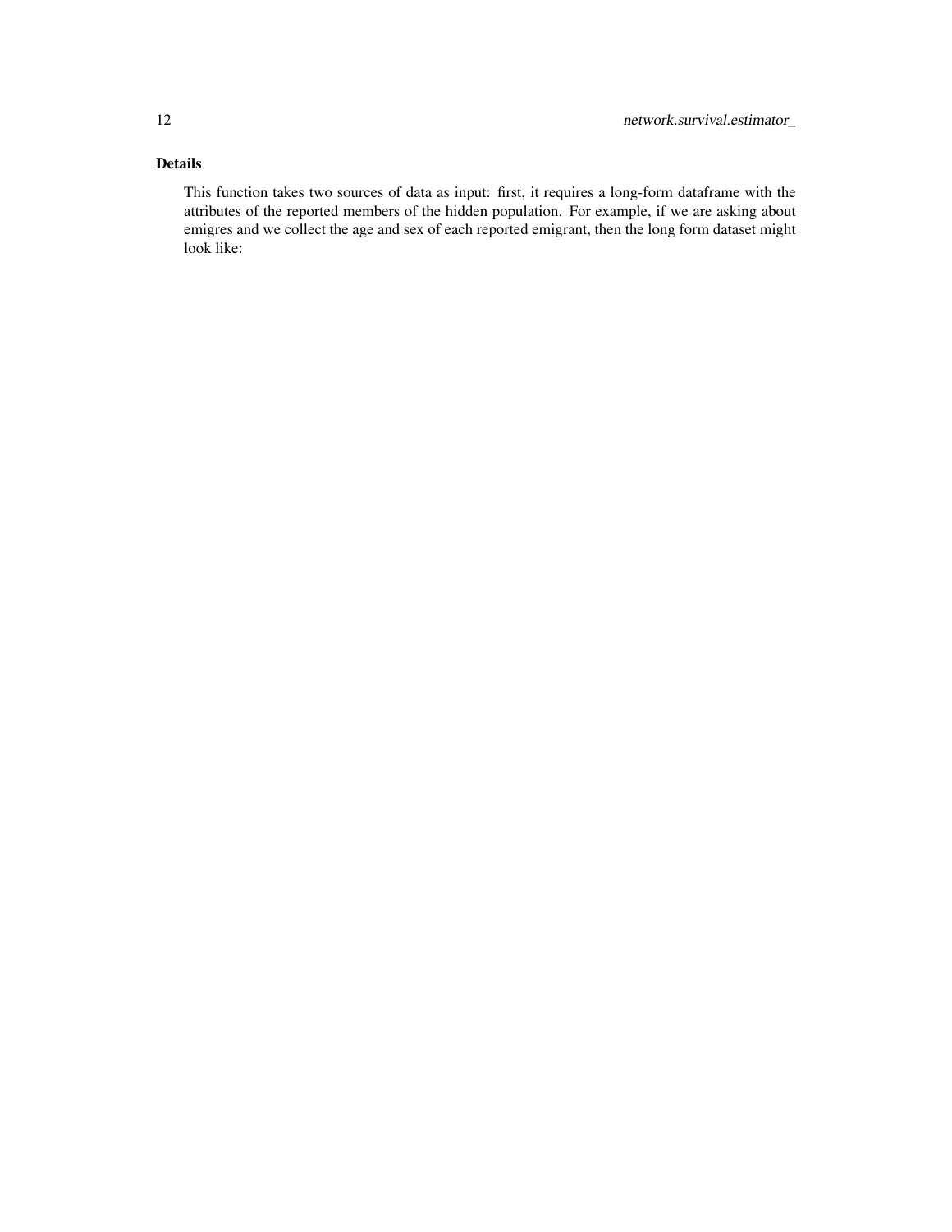## Details

This function takes two sources of data as input: first, it requires a long-form dataframe with the attributes of the reported members of the hidden population. For example, if we are asking about emigres and we collect the age and sex of each reported emigrant, then the long form dataset might look like: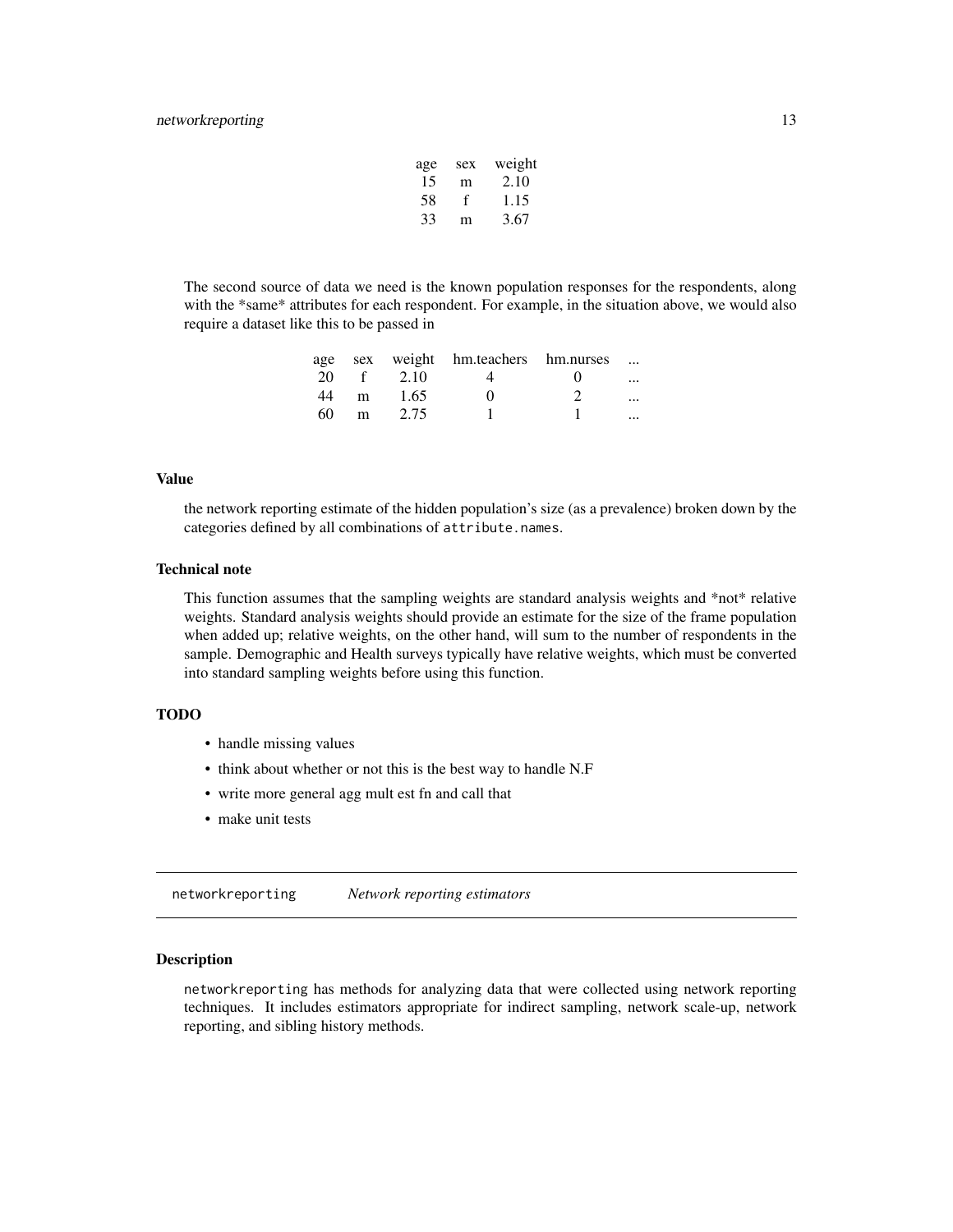| age | sex | weight |
|---|---|---|
| 15 | m | 2.10 |
| 58 | f | 1.15 |
| 33 | m | 3.67 |

The second source of data we need is the known population responses for the respondents, along with the *same* attributes for each respondent. For example, in the situation above, we would also require a dataset like this to be passed in

| age | sex | weight | hm.teachers | hm.nurses | ... |
|---|---|---|---|---|---|
| 20 | f | 2.10 | 4 | 0 | ... |
| 44 | m | 1.65 | 0 | 2 | ... |
| 60 | m | 2.75 | 1 | 1 | ... |

### Value

the network reporting estimate of the hidden population's size (as a prevalence) broken down by the categories defined by all combinations of `attribute.names`.

### Technical note

This function assumes that the sampling weights are standard analysis weights and *not* relative weights. Standard analysis weights should provide an estimate for the size of the frame population when added up; relative weights, on the other hand, will sum to the number of respondents in the sample. Demographic and Health surveys typically have relative weights, which must be converted into standard sampling weights before using this function.

### TODO

- handle missing values
- think about whether or not this is the best way to handle N.F
- write more general agg mult est fn and call that
- make unit tests

---

## networkreporting *Network reporting estimators*

### Description

`networkreporting` has methods for analyzing data that were collected using network reporting techniques. It includes estimators appropriate for indirect sampling, network scale-up, network reporting, and sibling history methods.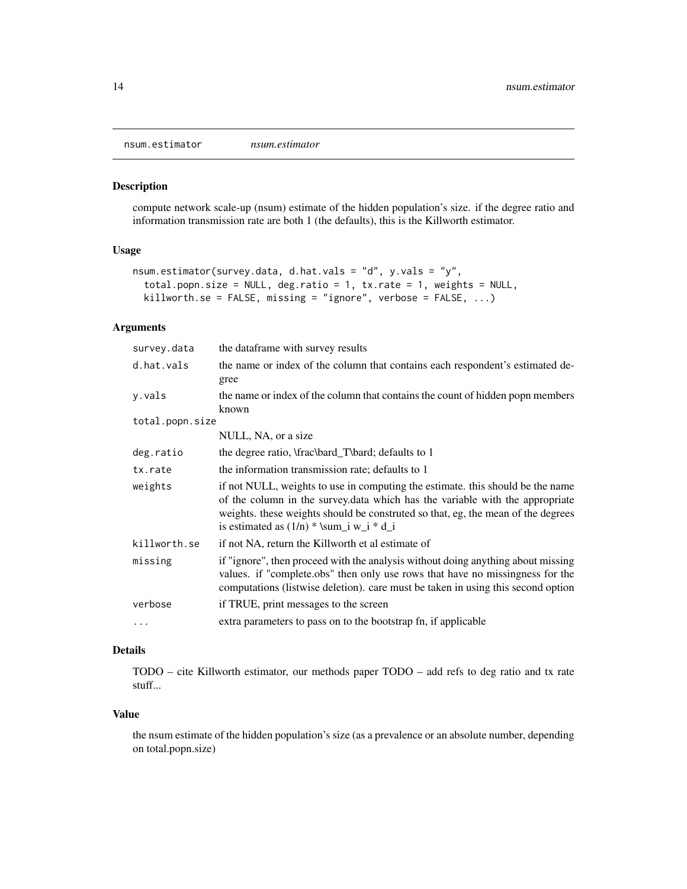nsum.estimator *nsum.estimator*

## Description

compute network scale-up (nsum) estimate of the hidden population's size. if the degree ratio and information transmission rate are both 1 (the defaults), this is the Killworth estimator.

## Usage

```
nsum.estimator(survey.data, d.hat.vals = "d", y.vals = "y",
  total.popn.size = NULL, deg.ratio = 1, tx.rate = 1, weights = NULL,
  killworth.se = FALSE, missing = "ignore", verbose = FALSE, ...)
```

## Arguments

| Argument | Description |
|---|---|
| survey.data | the dataframe with survey results |
| d.hat.vals | the name or index of the column that contains each respondent's estimated degree |
| y.vals | the name or index of the column that contains the count of hidden popn members known |
| total.popn.size | NULL, NA, or a size |
| deg.ratio | the degree ratio, \frac\bard_T\bard; defaults to 1 |
| tx.rate | the information transmission rate; defaults to 1 |
| weights | if not NULL, weights to use in computing the estimate. this should be the name of the column in the survey.data which has the variable with the appropriate weights. these weights should be construted so that, eg, the mean of the degrees is estimated as (1/n) * \sum_i w_i * d_i |
| killworth.se | if not NA, return the Killworth et al estimate of |
| missing | if "ignore", then proceed with the analysis without doing anything about missing values. if "complete.obs" then only use rows that have no missingness for the computations (listwise deletion). care must be taken in using this second option |
| verbose | if TRUE, print messages to the screen |
| ... | extra parameters to pass on to the bootstrap fn, if applicable |

## Details

TODO – cite Killworth estimator, our methods paper TODO – add refs to deg ratio and tx rate stuff...

## Value

the nsum estimate of the hidden population's size (as a prevalence or an absolute number, depending on total.popn.size)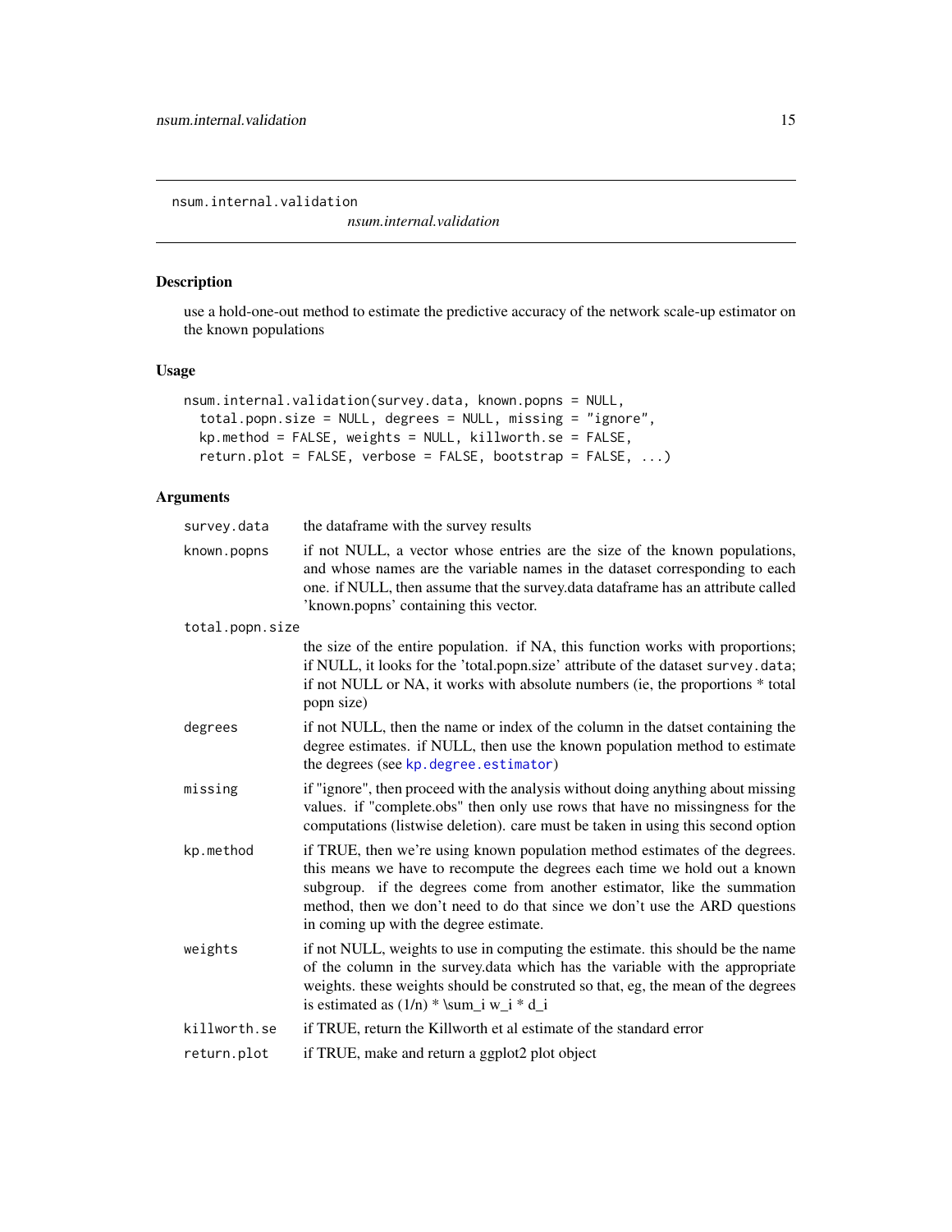## nsum.internal.validation

*nsum.internal.validation*

### Description

use a hold-one-out method to estimate the predictive accuracy of the network scale-up estimator on the known populations

### Usage

```
nsum.internal.validation(survey.data, known.popns = NULL,
  total.popn.size = NULL, degrees = NULL, missing = "ignore",
  kp.method = FALSE, weights = NULL, killworth.se = FALSE,
  return.plot = FALSE, verbose = FALSE, bootstrap = FALSE, ...)
```

### Arguments

| | |
|---|---|
| `survey.data` | the dataframe with the survey results |
| `known.popns` | if not NULL, a vector whose entries are the size of the known populations, and whose names are the variable names in the dataset corresponding to each one. if NULL, then assume that the survey.data dataframe has an attribute called 'known.popns' containing this vector. |
| `total.popn.size` | the size of the entire population. if NA, this function works with proportions; if NULL, it looks for the 'total.popn.size' attribute of the dataset `survey.data`; if not NULL or NA, it works with absolute numbers (ie, the proportions * total popn size) |
| `degrees` | if not NULL, then the name or index of the column in the datset containing the degree estimates. if NULL, then use the known population method to estimate the degrees (see `kp.degree.estimator`) |
| `missing` | if "ignore", then proceed with the analysis without doing anything about missing values. if "complete.obs" then only use rows that have no missingness for the computations (listwise deletion). care must be taken in using this second option |
| `kp.method` | if TRUE, then we're using known population method estimates of the degrees. this means we have to recompute the degrees each time we hold out a known subgroup. if the degrees come from another estimator, like the summation method, then we don't need to do that since we don't use the ARD questions in coming up with the degree estimate. |
| `weights` | if not NULL, weights to use in computing the estimate. this should be the name of the column in the survey.data which has the variable with the appropriate weights. these weights should be construted so that, eg, the mean of the degrees is estimated as (1/n) * \sum_i w_i * d_i |
| `killworth.se` | if TRUE, return the Killworth et al estimate of the standard error |
| `return.plot` | if TRUE, make and return a ggplot2 plot object |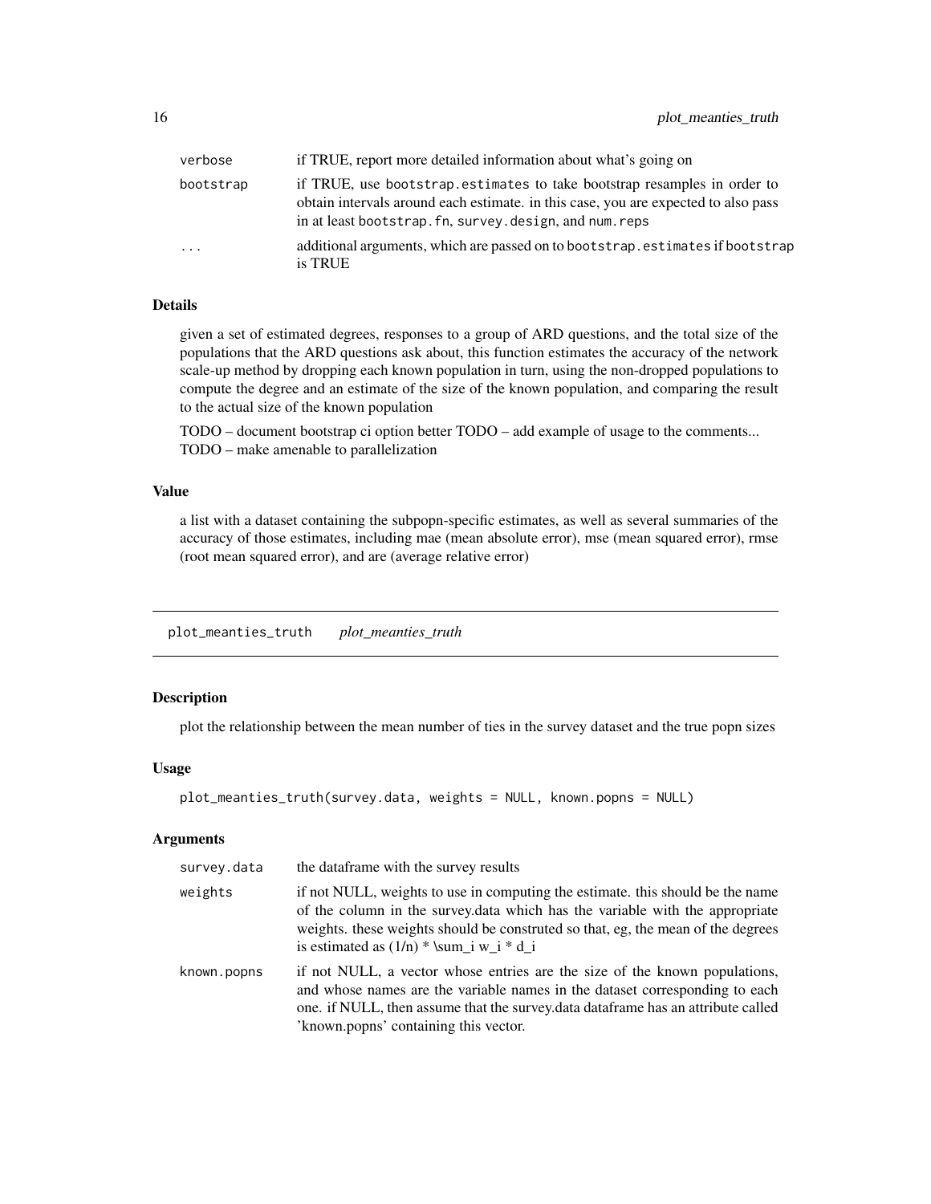| | |
|---|---|
| verbose | if TRUE, report more detailed information about what's going on |
| bootstrap | if TRUE, use bootstrap.estimates to take bootstrap resamples in order to obtain intervals around each estimate. in this case, you are expected to also pass in at least bootstrap.fn, survey.design, and num.reps |
| ... | additional arguments, which are passed on to bootstrap.estimates if bootstrap is TRUE |

### Details

given a set of estimated degrees, responses to a group of ARD questions, and the total size of the populations that the ARD questions ask about, this function estimates the accuracy of the network scale-up method by dropping each known population in turn, using the non-dropped populations to compute the degree and an estimate of the size of the known population, and comparing the result to the actual size of the known population

TODO – document bootstrap ci option better TODO – add example of usage to the comments... TODO – make amenable to parallelization

### Value

a list with a dataset containing the subpopn-specific estimates, as well as several summaries of the accuracy of those estimates, including mae (mean absolute error), mse (mean squared error), rmse (root mean squared error), and are (average relative error)

---

## plot_meanties_truth &nbsp;&nbsp; *plot_meanties_truth*

---

### Description

plot the relationship between the mean number of ties in the survey dataset and the true popn sizes

### Usage

```
plot_meanties_truth(survey.data, weights = NULL, known.popns = NULL)
```

### Arguments

| | |
|---|---|
| survey.data | the dataframe with the survey results |
| weights | if not NULL, weights to use in computing the estimate. this should be the name of the column in the survey.data which has the variable with the appropriate weights. these weights should be construted so that, eg, the mean of the degrees is estimated as (1/n) * \sum_i w_i * d_i |
| known.popns | if not NULL, a vector whose entries are the size of the known populations, and whose names are the variable names in the dataset corresponding to each one. if NULL, then assume that the survey.data dataframe has an attribute called 'known.popns' containing this vector. |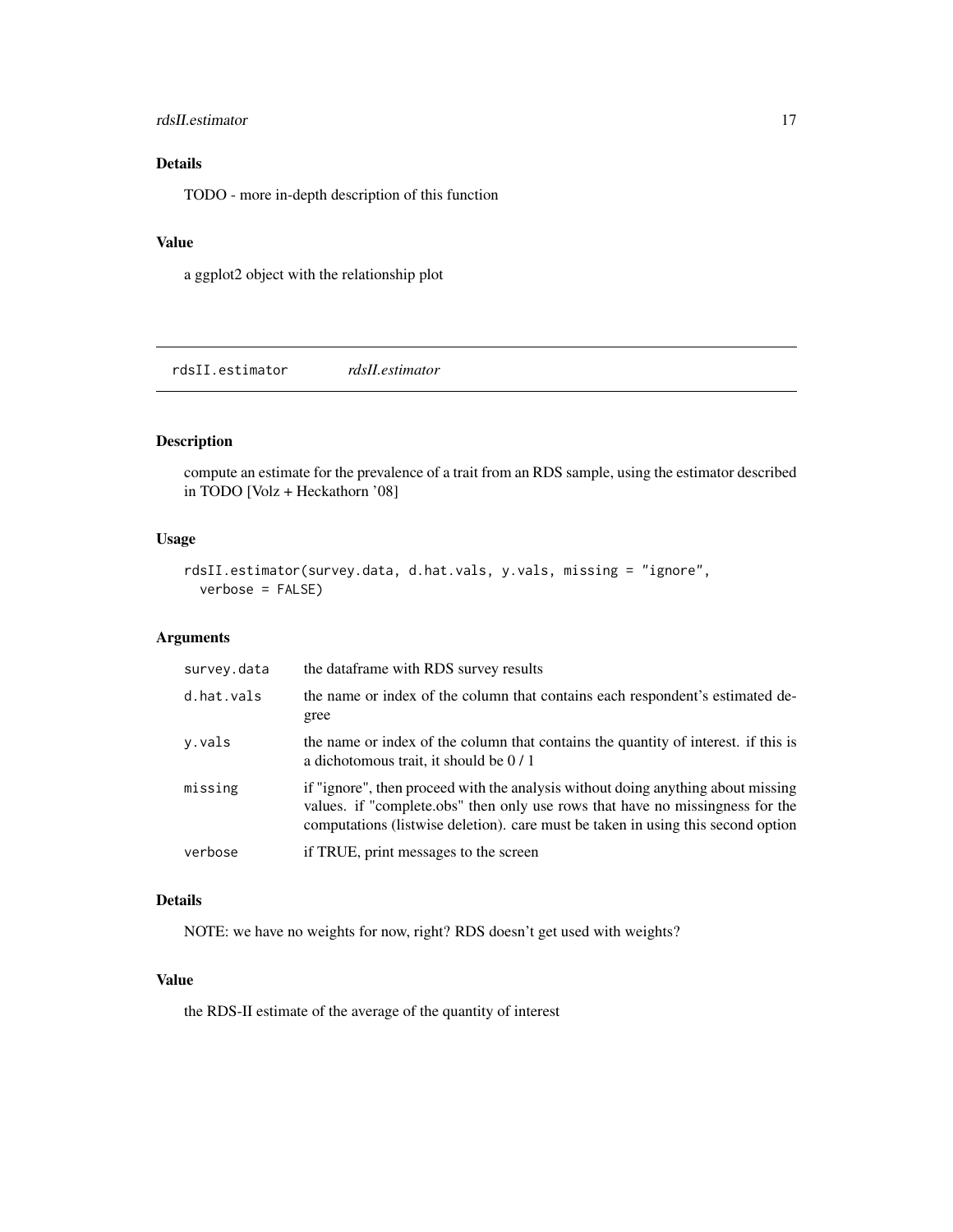### Details

TODO - more in-depth description of this function

### Value

a ggplot2 object with the relationship plot

---

## rdsII.estimator *rdsII.estimator*

---

### Description

compute an estimate for the prevalence of a trait from an RDS sample, using the estimator described in TODO [Volz + Heckathorn '08]

### Usage

```
rdsII.estimator(survey.data, d.hat.vals, y.vals, missing = "ignore",
  verbose = FALSE)
```

### Arguments

| | |
|---|---|
| survey.data | the dataframe with RDS survey results |
| d.hat.vals | the name or index of the column that contains each respondent's estimated degree |
| y.vals | the name or index of the column that contains the quantity of interest. if this is a dichotomous trait, it should be 0 / 1 |
| missing | if "ignore", then proceed with the analysis without doing anything about missing values. if "complete.obs" then only use rows that have no missingness for the computations (listwise deletion). care must be taken in using this second option |
| verbose | if TRUE, print messages to the screen |

### Details

NOTE: we have no weights for now, right? RDS doesn't get used with weights?

### Value

the RDS-II estimate of the average of the quantity of interest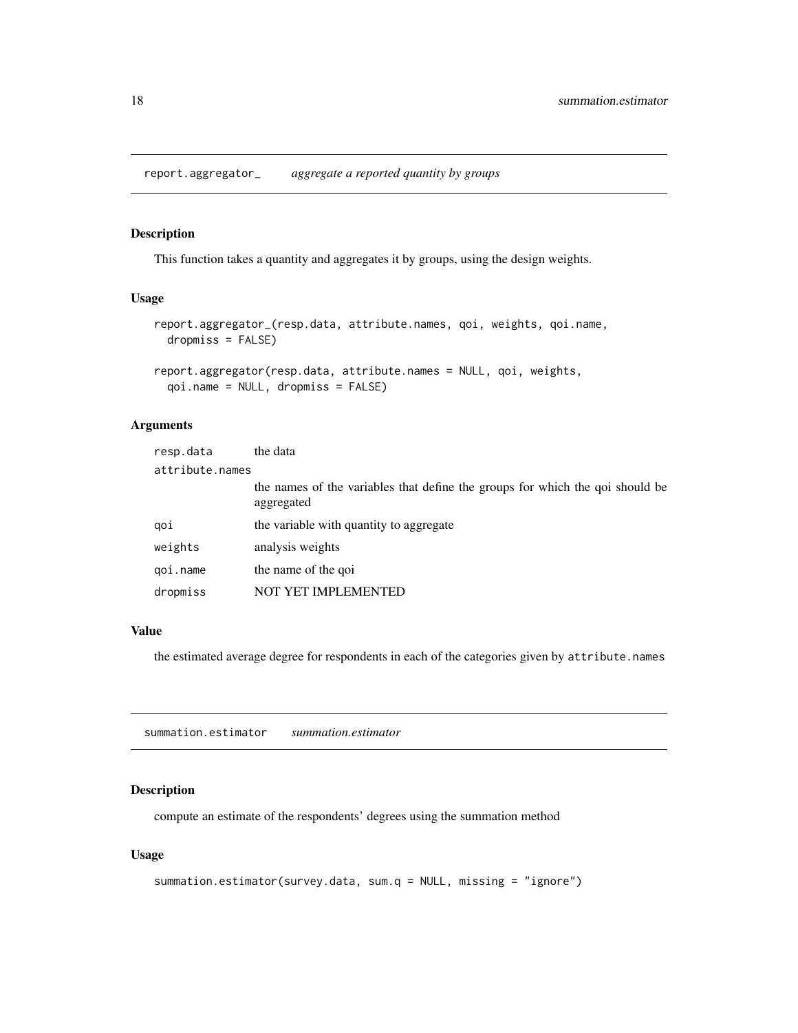## report.aggregator_ *aggregate a reported quantity by groups*

### Description

This function takes a quantity and aggregates it by groups, using the design weights.

### Usage

```
report.aggregator_(resp.data, attribute.names, qoi, weights, qoi.name,
  dropmiss = FALSE)

report.aggregator(resp.data, attribute.names = NULL, qoi, weights,
  qoi.name = NULL, dropmiss = FALSE)
```

### Arguments

| | |
|---|---|
| resp.data | the data |
| attribute.names | the names of the variables that define the groups for which the qoi should be aggregated |
| qoi | the variable with quantity to aggregate |
| weights | analysis weights |
| qoi.name | the name of the qoi |
| dropmiss | NOT YET IMPLEMENTED |

### Value

the estimated average degree for respondents in each of the categories given by `attribute.names`

## summation.estimator *summation.estimator*

### Description

compute an estimate of the respondents' degrees using the summation method

### Usage

```
summation.estimator(survey.data, sum.q = NULL, missing = "ignore")
```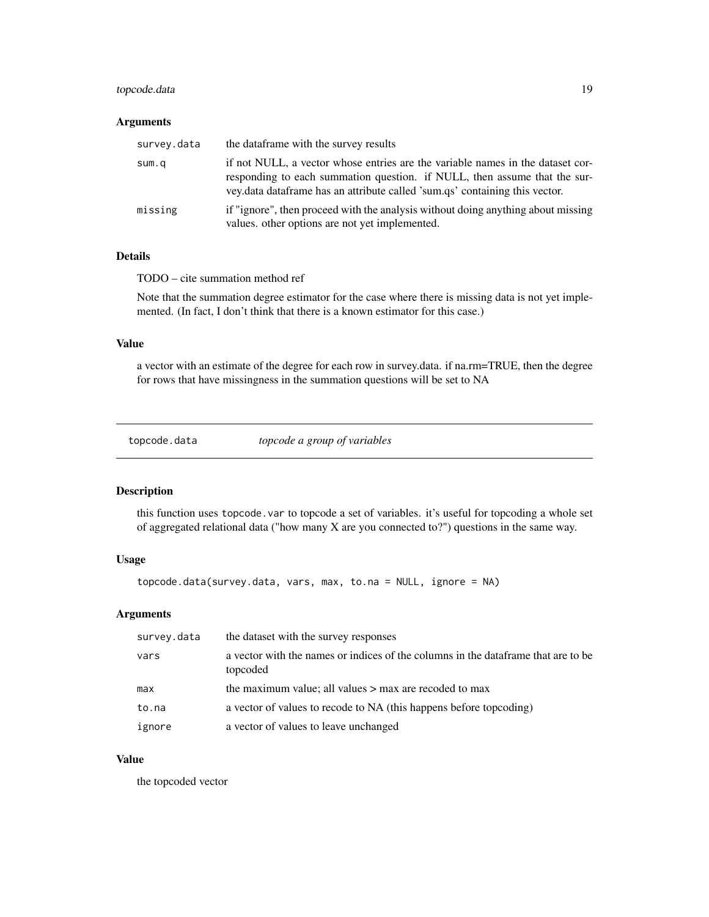### Arguments

| | |
|---|---|
| `survey.data` | the dataframe with the survey results |
| `sum.q` | if not NULL, a vector whose entries are the variable names in the dataset corresponding to each summation question. if NULL, then assume that the survey.data dataframe has an attribute called 'sum.qs' containing this vector. |
| `missing` | if "ignore", then proceed with the analysis without doing anything about missing values. other options are not yet implemented. |

### Details

TODO – cite summation method ref

Note that the summation degree estimator for the case where there is missing data is not yet implemented. (In fact, I don't think that there is a known estimator for this case.)

### Value

a vector with an estimate of the degree for each row in survey.data. if na.rm=TRUE, then the degree for rows that have missingness in the summation questions will be set to NA

---

## `topcode.data` *topcode a group of variables*

---

### Description

this function uses `topcode.var` to topcode a set of variables. it's useful for topcoding a whole set of aggregated relational data ("how many X are you connected to?") questions in the same way.

### Usage

```
topcode.data(survey.data, vars, max, to.na = NULL, ignore = NA)
```

### Arguments

| | |
|---|---|
| `survey.data` | the dataset with the survey responses |
| `vars` | a vector with the names or indices of the columns in the dataframe that are to be topcoded |
| `max` | the maximum value; all values > max are recoded to max |
| `to.na` | a vector of values to recode to NA (this happens before topcoding) |
| `ignore` | a vector of values to leave unchanged |

### Value

the topcoded vector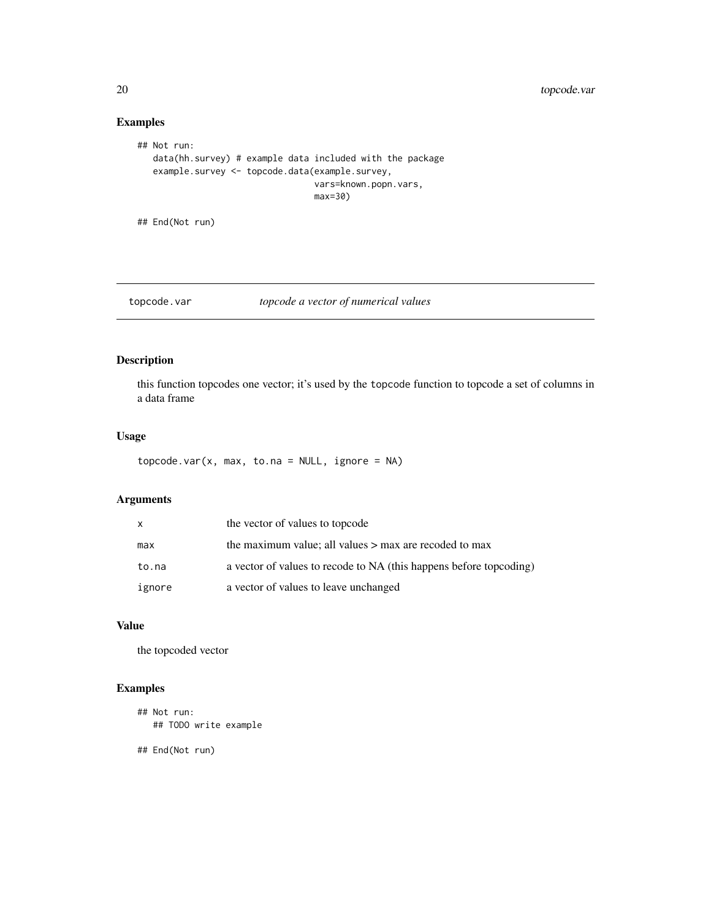## Examples

```
## Not run:
   data(hh.survey) # example data included with the package
   example.survey <- topcode.data(example.survey,
                                  vars=known.popn.vars,
                                  max=30)

## End(Not run)
```

---

`topcode.var` *topcode a vector of numerical values*

---

## Description

this function topcodes one vector; it's used by the `topcode` function to topcode a set of columns in a data frame

## Usage

```
topcode.var(x, max, to.na = NULL, ignore = NA)
```

## Arguments

| | |
|---|---|
| `x` | the vector of values to topcode |
| `max` | the maximum value; all values > max are recoded to max |
| `to.na` | a vector of values to recode to NA (this happens before topcoding) |
| `ignore` | a vector of values to leave unchanged |

## Value

the topcoded vector

## Examples

```
## Not run:
   ## TODO write example

## End(Not run)
```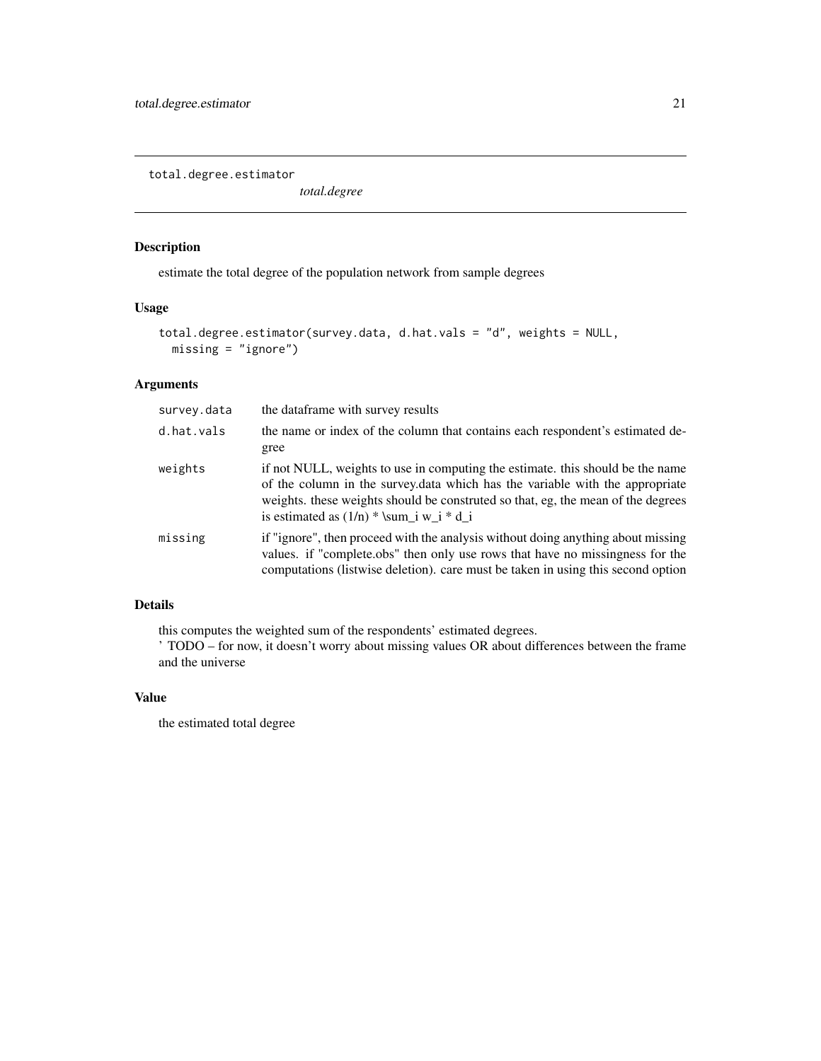`total.degree.estimator` *total.degree*

## Description

estimate the total degree of the population network from sample degrees

## Usage

```
total.degree.estimator(survey.data, d.hat.vals = "d", weights = NULL,
  missing = "ignore")
```

## Arguments

| | |
|---|---|
| `survey.data` | the dataframe with survey results |
| `d.hat.vals` | the name or index of the column that contains each respondent's estimated degree |
| `weights` | if not NULL, weights to use in computing the estimate. this should be the name of the column in the survey.data which has the variable with the appropriate weights. these weights should be construted so that, eg, the mean of the degrees is estimated as (1/n) * \sum_i w_i * d_i |
| `missing` | if "ignore", then proceed with the analysis without doing anything about missing values. if "complete.obs" then only use rows that have no missingness for the computations (listwise deletion). care must be taken in using this second option |

## Details

this computes the weighted sum of the respondents' estimated degrees.
' TODO – for now, it doesn't worry about missing values OR about differences between the frame and the universe

## Value

the estimated total degree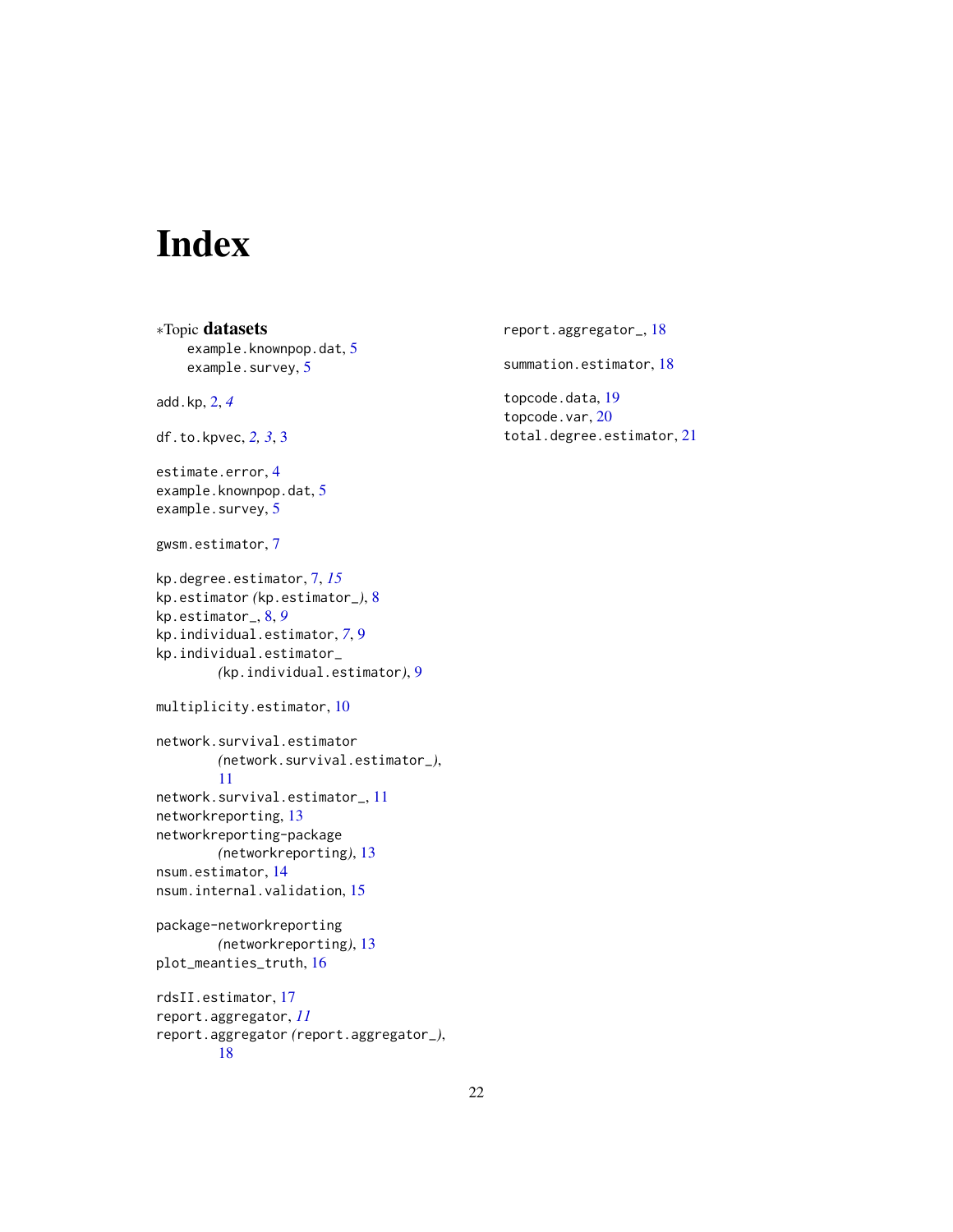# Index

*Topic **datasets**
  example.knownpop.dat, 5
  example.survey, 5

add.kp, 2, *4*

df.to.kpvec, *2, 3*, 3

estimate.error, 4
example.knownpop.dat, 5
example.survey, 5

gwsm.estimator, 7

kp.degree.estimator, 7, *15*
kp.estimator *(*kp.estimator_*)*, 8
kp.estimator_, 8, *9*
kp.individual.estimator, *7*, 9
kp.individual.estimator_
  *(*kp.individual.estimator*)*, 9

multiplicity.estimator, 10

network.survival.estimator
  *(*network.survival.estimator_*)*,
  11
network.survival.estimator_, 11
networkreporting, 13
networkreporting-package
  *(*networkreporting*)*, 13
nsum.estimator, 14
nsum.internal.validation, 15

package-networkreporting
  *(*networkreporting*)*, 13
plot_meanties_truth, 16

rdsII.estimator, 17
report.aggregator, *11*
report.aggregator *(*report.aggregator_*)*,
  18
report.aggregator_, 18

summation.estimator, 18

topcode.data, 19
topcode.var, 20
total.degree.estimator, 21